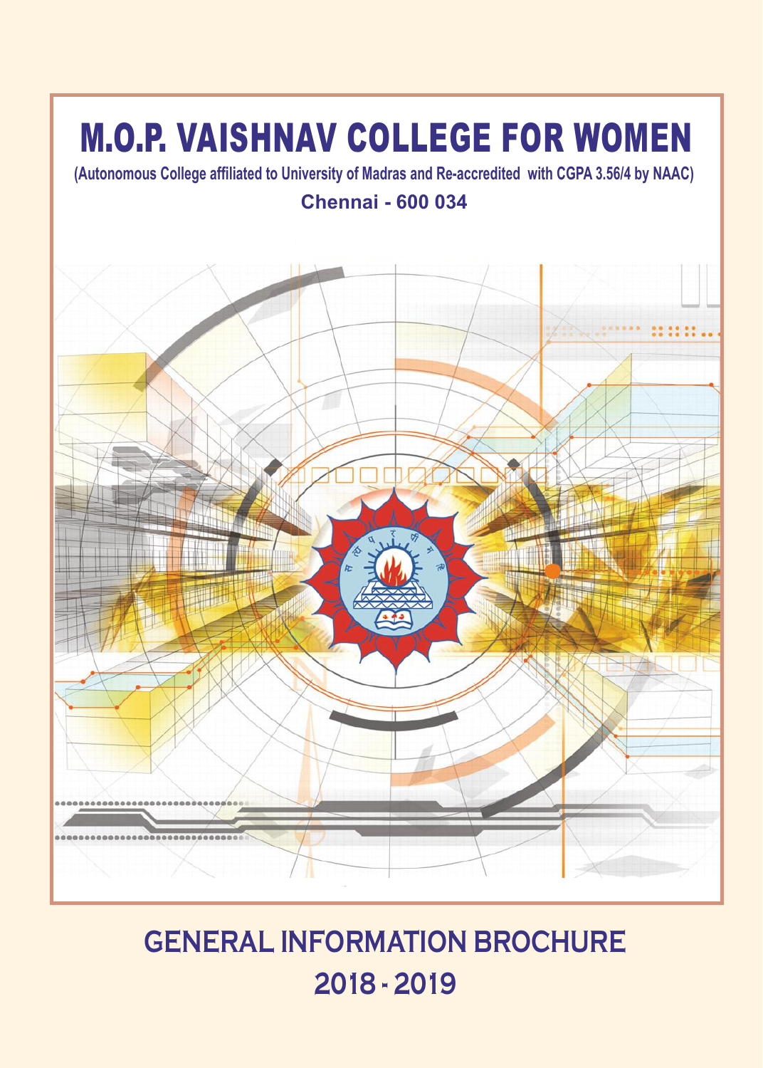# M.O.P. VAISHNAV COLLEGE FOR WOMEN

(Autonomous College affiliated to University of Madras and Re-accredited with CGPA 3.56/4 by NAAC)

**Chennai - 600 034**

## GENERAL INFORMATION BROCHURE

## 2018 - 2019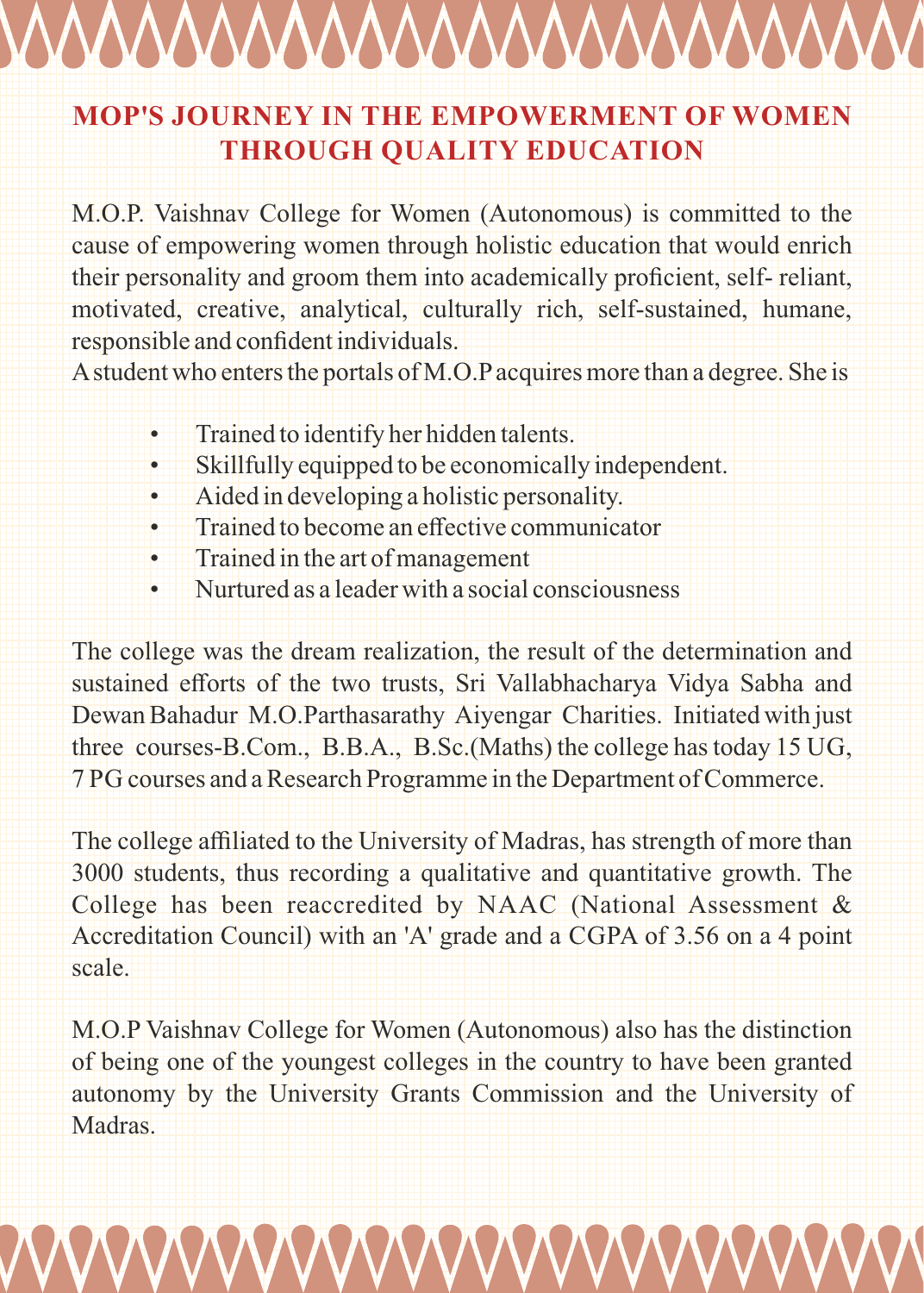# MOP'S JOURNEY IN THE EMPOWERMENT OF WOMEN THROUGH QUALITY EDUCATION

M.O.P. Vaishnav College for Women (Autonomous) is committed to the cause of empowering women through holistic education that would enrich their personality and groom them into academically proficient, self- reliant, motivated, creative, analytical, culturally rich, self-sustained, humane, responsible and confident individuals.

A student who enters the portals of M.O.P acquires more than a degree. She is

- Trained to identify her hidden talents.
- Skillfully equipped to be economically independent.
- Aided in developing a holistic personality.
- Trained to become an effective communicator
- Trained in the art of management
- Nurtured as a leader with a social consciousness

The college was the dream realization, the result of the determination and sustained efforts of the two trusts, Sri Vallabhacharya Vidya Sabha and Dewan Bahadur M.O.Parthasarathy Aiyengar Charities. Initiated with just three courses-B.Com., B.B.A., B.Sc.(Maths) the college has today 15 UG, 7 PG courses and a Research Programme in the Department of Commerce.

The college affiliated to the University of Madras, has strength of more than 3000 students, thus recording a qualitative and quantitative growth. The College has been reaccredited by NAAC (National Assessment & Accreditation Council) with an 'A' grade and a CGPA of 3.56 on a 4 point scale.

M.O.P Vaishnav College for Women (Autonomous) also has the distinction of being one of the youngest colleges in the country to have been granted autonomy by the University Grants Commission and the University of Madras.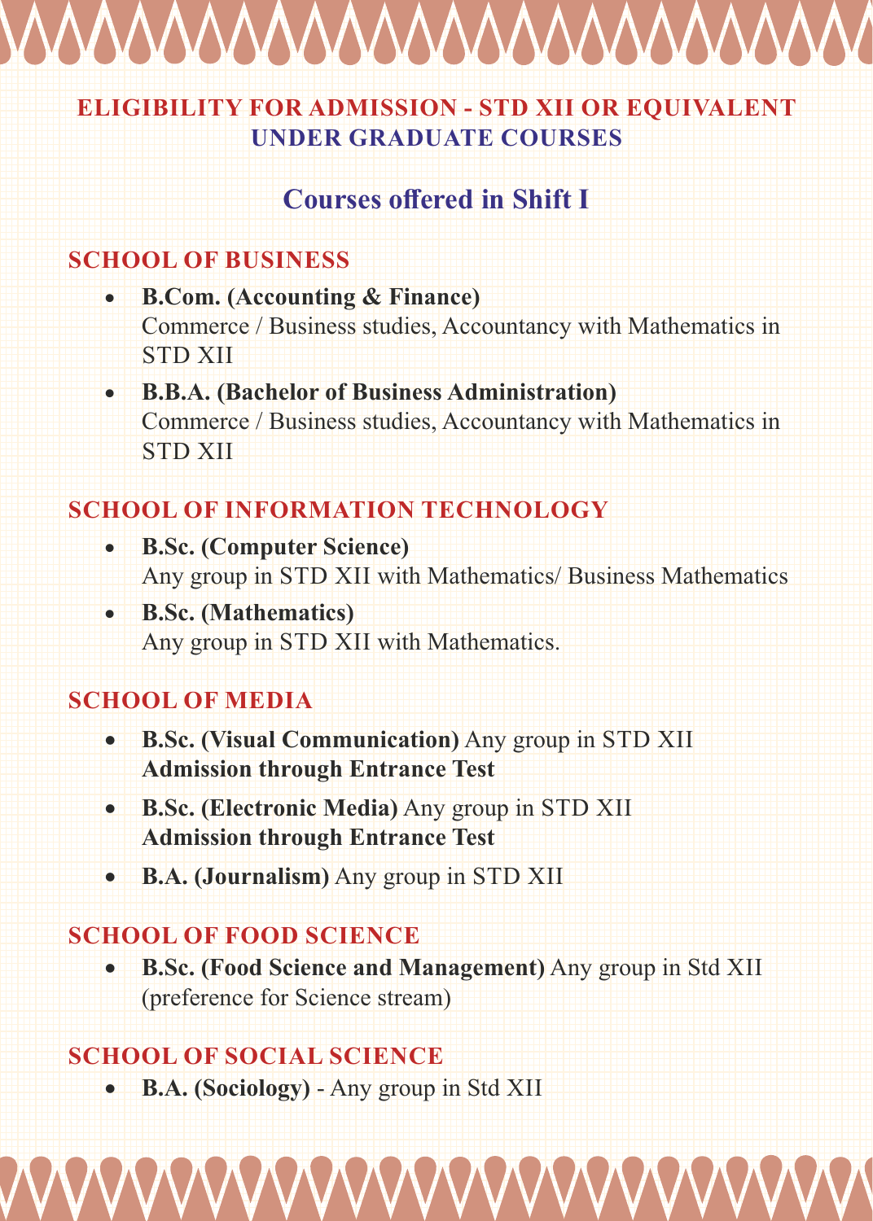# ELIGIBILITY FOR ADMISSION - STD XII OR EQUIVALENT
## UNDER GRADUATE COURSES

## Courses offered in Shift I

### SCHOOL OF BUSINESS

- **B.Com. (Accounting & Finance)**
  Commerce / Business studies, Accountancy with Mathematics in STD XII
- **B.B.A. (Bachelor of Business Administration)**
  Commerce / Business studies, Accountancy with Mathematics in STD XII

### SCHOOL OF INFORMATION TECHNOLOGY

- **B.Sc. (Computer Science)**
  Any group in STD XII with Mathematics/ Business Mathematics
- **B.Sc. (Mathematics)**
  Any group in STD XII with Mathematics.

### SCHOOL OF MEDIA

- **B.Sc. (Visual Communication)** Any group in STD XII
  **Admission through Entrance Test**
- **B.Sc. (Electronic Media)** Any group in STD XII
  **Admission through Entrance Test**
- **B.A. (Journalism)** Any group in STD XII

### SCHOOL OF FOOD SCIENCE

- **B.Sc. (Food Science and Management)** Any group in Std XII (preference for Science stream)

### SCHOOL OF SOCIAL SCIENCE

- **B.A. (Sociology)** - Any group in Std XII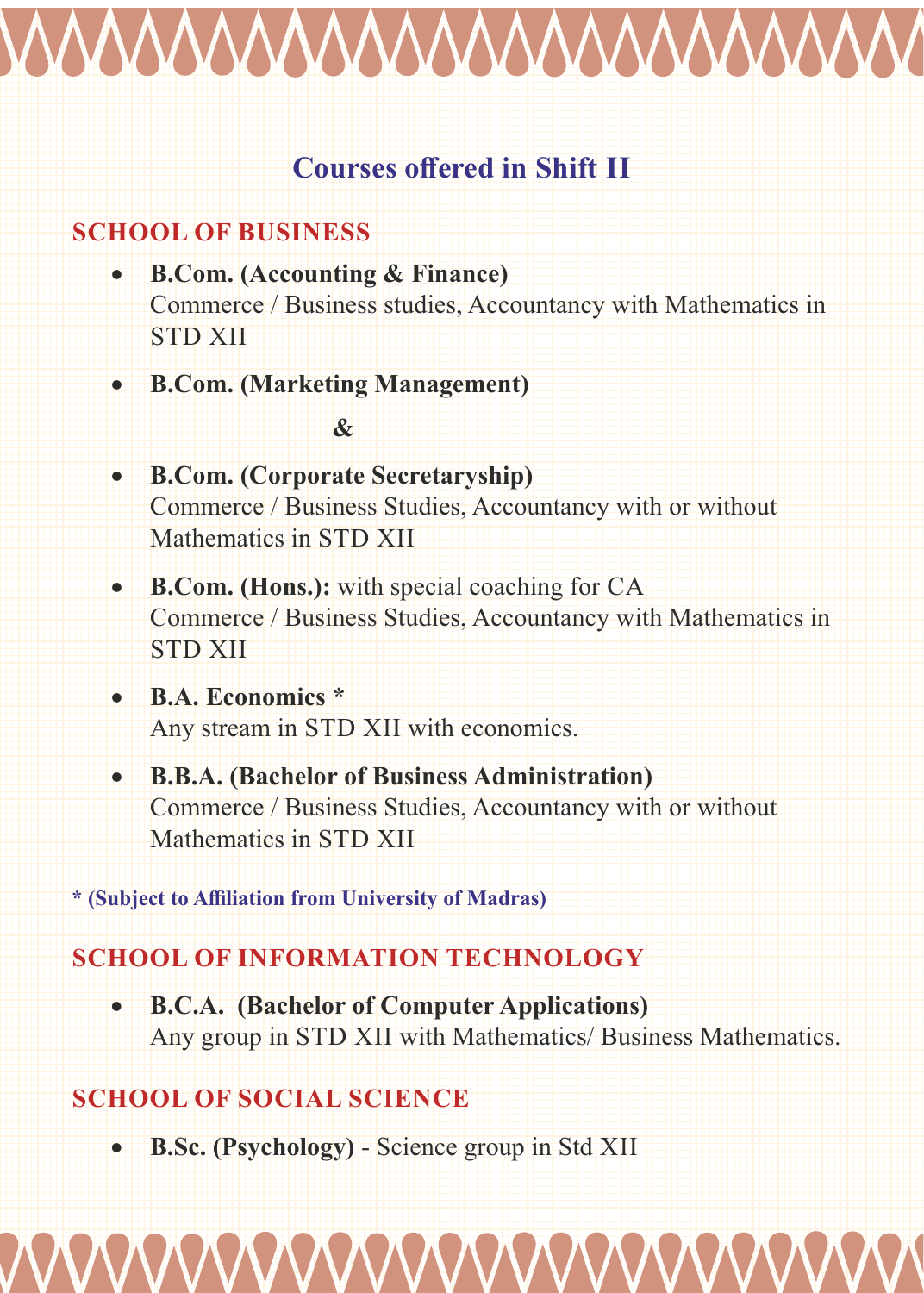# Courses offered in Shift II

## SCHOOL OF BUSINESS

- **B.Com. (Accounting & Finance)**
  Commerce / Business studies, Accountancy with Mathematics in STD XII

- **B.Com. (Marketing Management)**

  **&**

- **B.Com. (Corporate Secretaryship)**
  Commerce / Business Studies, Accountancy with or without Mathematics in STD XII

- **B.Com. (Hons.):** with special coaching for CA
  Commerce / Business Studies, Accountancy with Mathematics in STD XII

- **B.A. Economics ***
  Any stream in STD XII with economics.

- **B.B.A. (Bachelor of Business Administration)**
  Commerce / Business Studies, Accountancy with or without Mathematics in STD XII

**\* (Subject to Affiliation from University of Madras)**

## SCHOOL OF INFORMATION TECHNOLOGY

- **B.C.A. (Bachelor of Computer Applications)**
  Any group in STD XII with Mathematics/ Business Mathematics.

## SCHOOL OF SOCIAL SCIENCE

- **B.Sc. (Psychology)** - Science group in Std XII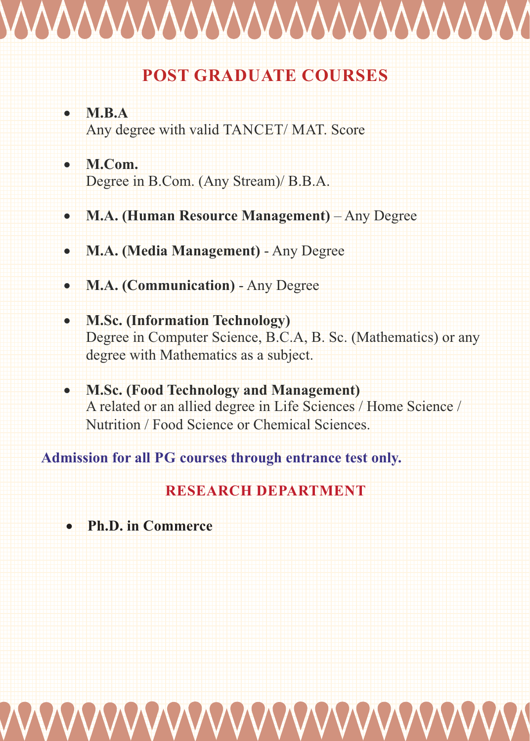## POST GRADUATE COURSES

- **M.B.A**
  Any degree with valid TANCET/ MAT. Score

- **M.Com.**
  Degree in B.Com. (Any Stream)/ B.B.A.

- **M.A. (Human Resource Management)** – Any Degree

- **M.A. (Media Management)** - Any Degree

- **M.A. (Communication)** - Any Degree

- **M.Sc. (Information Technology)**
  Degree in Computer Science, B.C.A, B. Sc. (Mathematics) or any degree with Mathematics as a subject.

- **M.Sc. (Food Technology and Management)**
  A related or an allied degree in Life Sciences / Home Science / Nutrition / Food Science or Chemical Sciences.

**Admission for all PG courses through entrance test only.**

## RESEARCH DEPARTMENT

- **Ph.D. in Commerce**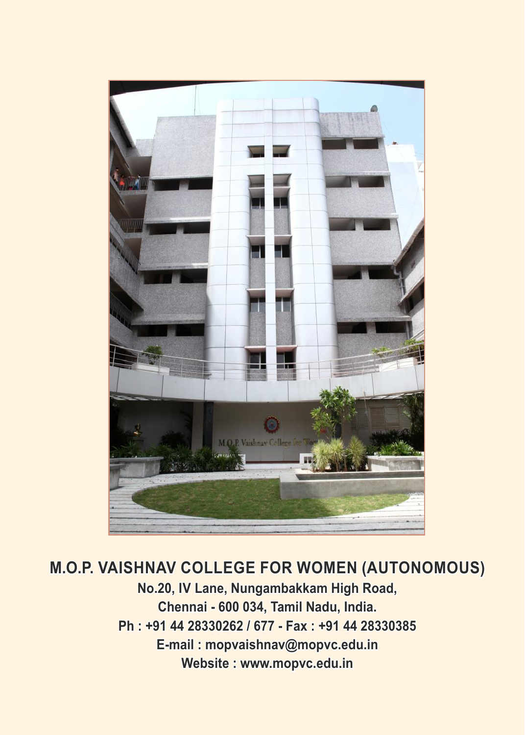**M.O.P. VAISHNAV COLLEGE FOR WOMEN (AUTONOMOUS)**

**No.20, IV Lane, Nungambakkam High Road,**

**Chennai - 600 034, Tamil Nadu, India.**

**Ph : +91 44 28330262 / 677 - Fax : +91 44 28330385**

**E-mail : mopvaishnav@mopvc.edu.in**

**Website : www.mopvc.edu.in**